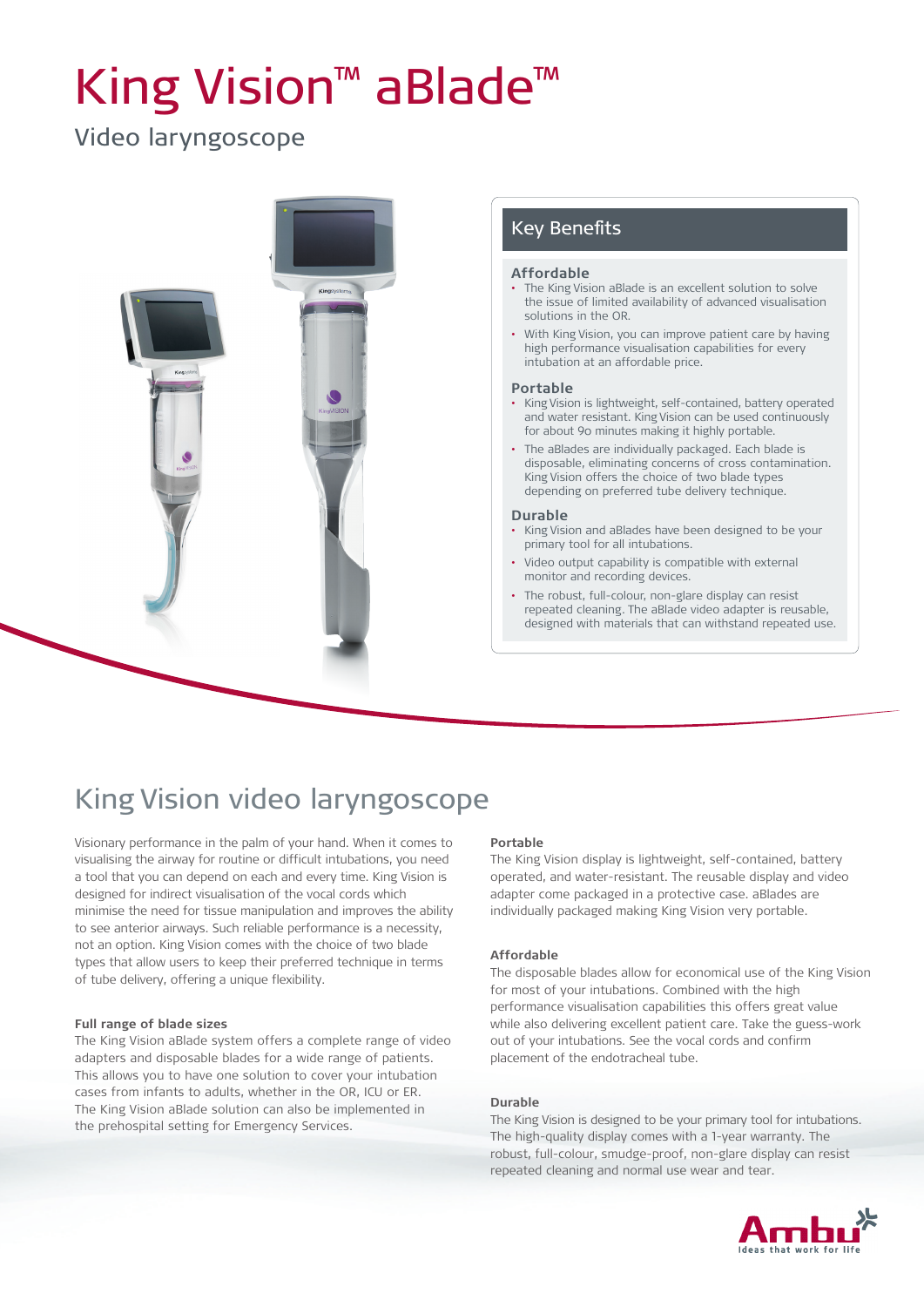# King Vision™ aBlade™

## Video laryngoscope

## Key Benefits

### Affordable

- The King Vision aBlade is an excellent solution to solve the issue of limited availability of advanced visualisation solutions in the OR.
- With King Vision, you can improve patient care by having high performance visualisation capabilities for every intubation at an affordable price.

### Portable

- King Vision is lightweight, self-contained, battery operated and water resistant. King Vision can be used continuously for about 90 minutes making it highly portable.
- The aBlades are individually packaged. Each blade is disposable, eliminating concerns of cross contamination. King Vision offers the choice of two blade types depending on preferred tube delivery technique.

### Durable

- King Vision and aBlades have been designed to be your primary tool for all intubations.
- Video output capability is compatible with external monitor and recording devices.
- The robust, full-colour, non-glare display can resist repeated cleaning. The aBlade video adapter is reusable, designed with materials that can withstand repeated use.

## King Vision video laryngoscope

Visionary performance in the palm of your hand. When it comes to visualising the airway for routine or difficult intubations, you need a tool that you can depend on each and every time. King Vision is designed for indirect visualisation of the vocal cords which minimise the need for tissue manipulation and improves the ability to see anterior airways. Such reliable performance is a necessity, not an option. King Vision comes with the choice of two blade types that allow users to keep their preferred technique in terms of tube delivery, offering a unique flexibility.

**Full range of blade sizes**

The King Vision aBlade system offers a complete range of video adapters and disposable blades for a wide range of patients. This allows you to have one solution to cover your intubation cases from infants to adults, whether in the OR, ICU or ER. The King Vision aBlade solution can also be implemented in the prehospital setting for Emergency Services.

**Portable**

The King Vision display is lightweight, self-contained, battery operated, and water-resistant. The reusable display and video adapter come packaged in a protective case. aBlades are individually packaged making King Vision very portable.

**Affordable**

The disposable blades allow for economical use of the King Vision for most of your intubations. Combined with the high performance visualisation capabilities this offers great value while also delivering excellent patient care. Take the guess-work out of your intubations. See the vocal cords and confirm placement of the endotracheal tube.

**Durable**

The King Vision is designed to be your primary tool for intubations. The high-quality display comes with a 1-year warranty. The robust, full-colour, smudge-proof, non-glare display can resist repeated cleaning and normal use wear and tear.

Ambu
Ideas that work for life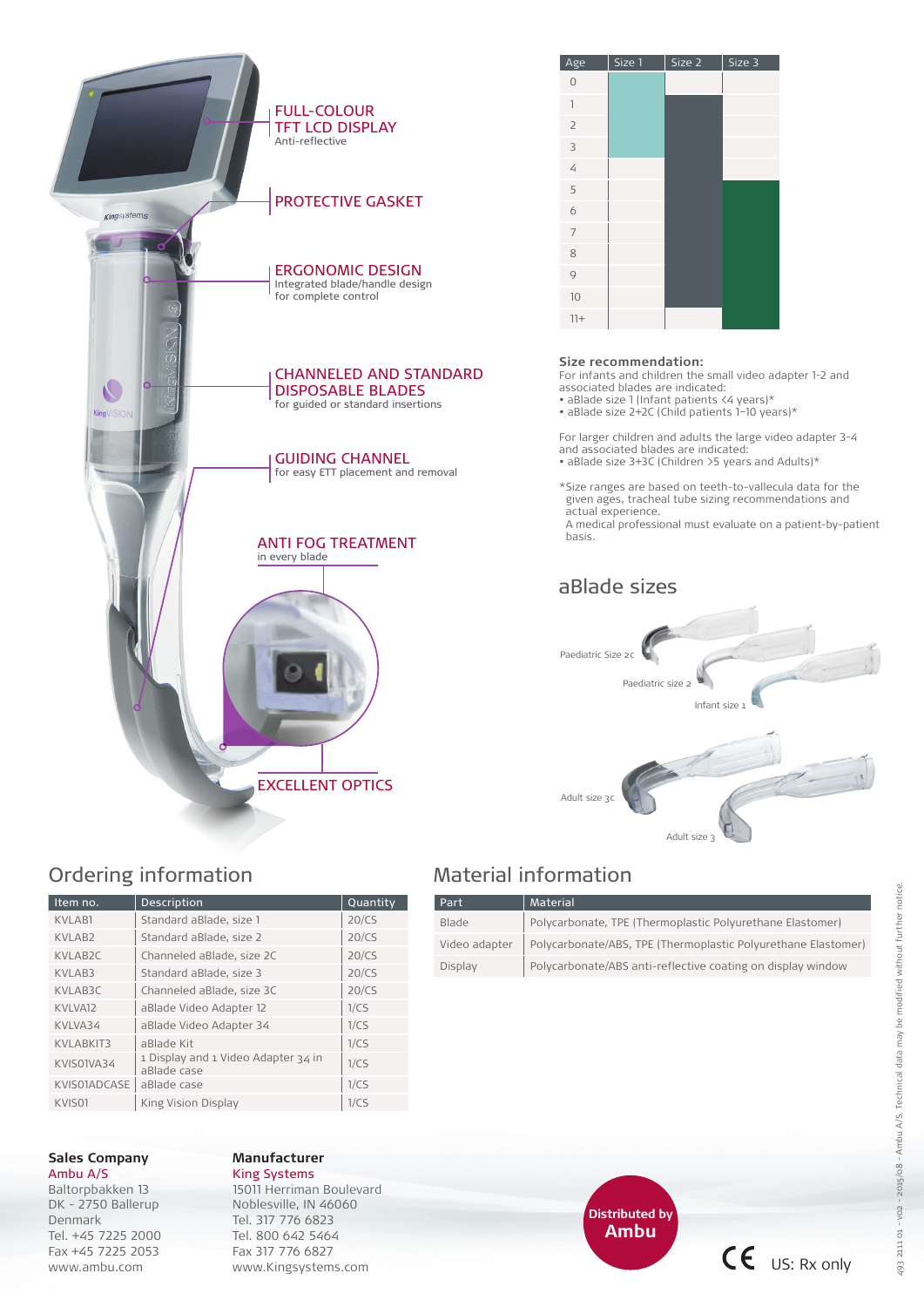FULL-COLOUR TFT LCD DISPLAY
Anti-reflective

PROTECTIVE GASKET

ERGONOMIC DESIGN
Integrated blade/handle design for complete control

CHANNELED AND STANDARD DISPOSABLE BLADES
for guided or standard insertions

GUIDING CHANNEL
for easy ETT placement and removal

ANTI FOG TREATMENT
in every blade

EXCELLENT OPTICS

Age
Size 1
Size 2
Size 3
0
1
2
3
4
5
6
7
8
9
10
11+

**Size recommendation:**
For infants and children the small video adapter 1-2 and associated blades are indicated:

- aBlade size 1 (Infant patients <4 years)*
- aBlade size 2+2C (Child patients 1–10 years)*

For larger children and adults the large video adapter 3-4 and associated blades are indicated:

- aBlade size 3+3C (Children >5 years and Adults)*

*Size ranges are based on teeth-to-vallecula data for the given ages, tracheal tube sizing recommendations and actual experience.
A medical professional must evaluate on a patient-by-patient basis.

## aBlade sizes

Paediatric Size 2c
Paediatric size 2
Infant size 1
Adult size 3c
Adult size 3

## Ordering information

| Item no. | Description | Quantity |
|---|---|---|
| KVLAB1 | Standard aBlade, size 1 | 20/CS |
| KVLAB2 | Standard aBlade, size 2 | 20/CS |
| KVLAB2C | Channeled aBlade, size 2C | 20/CS |
| KVLAB3 | Standard aBlade, size 3 | 20/CS |
| KVLAB3C | Channeled aBlade, size 3C | 20/CS |
| KVLVA12 | aBlade Video Adapter 12 | 1/CS |
| KVLVA34 | aBlade Video Adapter 34 | 1/CS |
| KVLABKIT3 | aBlade Kit | 1/CS |
| KVIS01VA34 | 1 Display and 1 Video Adapter 34 in aBlade case | 1/CS |
| KVIS01ADCASE | aBlade case | 1/CS |
| KVIS01 | King Vision Display | 1/CS |

## Material information

| Part | Material |
|---|---|
| Blade | Polycarbonate, TPE (Thermoplastic Polyurethane Elastomer) |
| Video adapter | Polycarbonate/ABS, TPE (Thermoplastic Polyurethane Elastomer) |
| Display | Polycarbonate/ABS anti-reflective coating on display window |

**Sales Company**
Ambu A/S
Baltorpbakken 13
DK - 2750 Ballerup
Denmark
Tel. +45 7225 2000
Fax +45 7225 2053
www.ambu.com

**Manufacturer**
King Systems
15011 Herriman Boulevard
Noblesville, IN 46060
Tel. 317 776 6823
Tel. 800 642 5464
Fax 317 776 6827
www.Kingsystems.com

Distributed by Ambu

CE US: Rx only

493 211 01 - V02 - 2015/08 - Ambu A/S. Technical data may be modified without further notice.